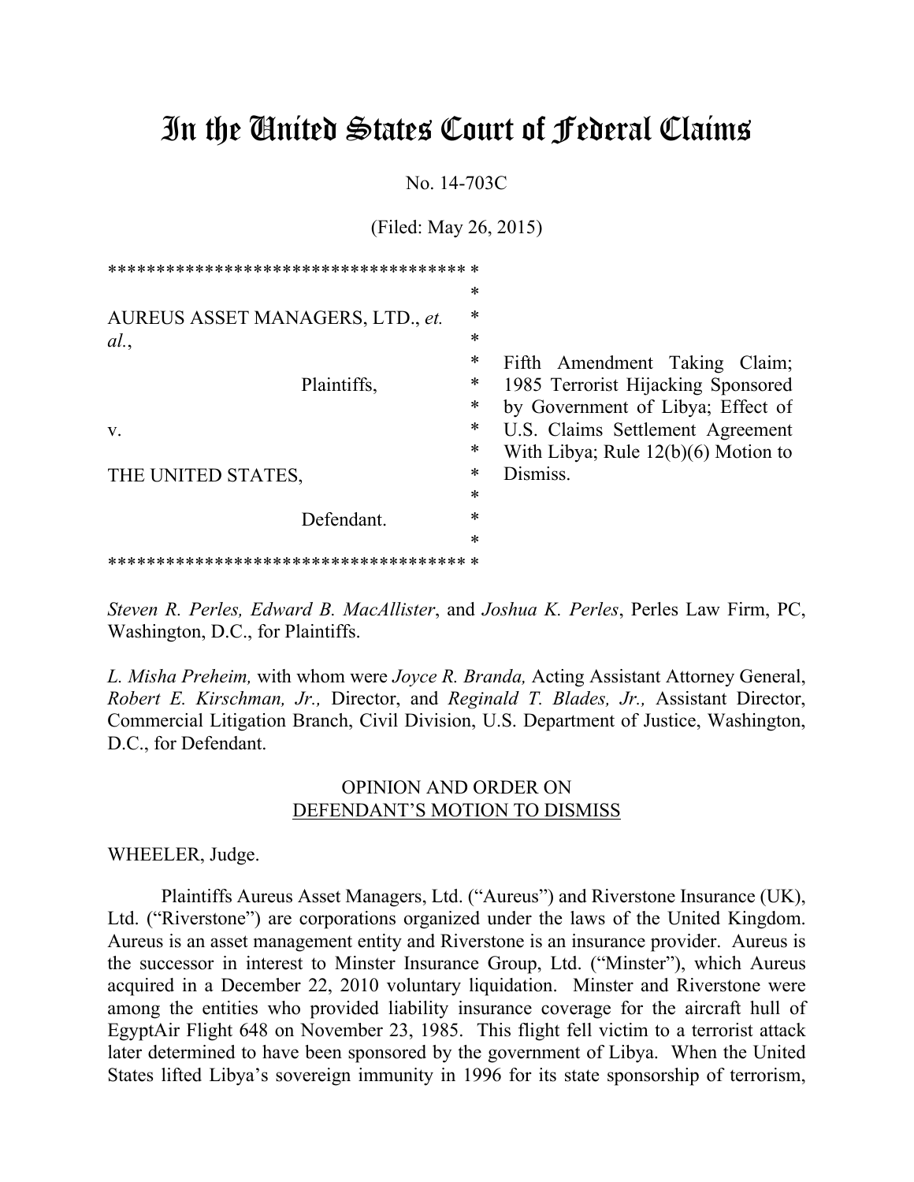# In the United States Court of Federal Claims

No. 14-703C

(Filed: May 26, 2015)

| | |
|---|---|
| AUREUS ASSET MANAGERS, LTD., *et. al.*, Plaintiffs, v. THE UNITED STATES, Defendant. | Fifth Amendment Taking Claim; 1985 Terrorist Hijacking Sponsored by Government of Libya; Effect of U.S. Claims Settlement Agreement With Libya; Rule 12(b)(6) Motion to Dismiss. |

*Steven R. Perles, Edward B. MacAllister*, and *Joshua K. Perles*, Perles Law Firm, PC, Washington, D.C., for Plaintiffs.

*L. Misha Preheim,* with whom were *Joyce R. Branda,* Acting Assistant Attorney General, *Robert E. Kirschman, Jr.,* Director, and *Reginald T. Blades, Jr.,* Assistant Director, Commercial Litigation Branch, Civil Division, U.S. Department of Justice, Washington, D.C., for Defendant.

## OPINION AND ORDER ON DEFENDANT'S MOTION TO DISMISS

WHEELER, Judge.

Plaintiffs Aureus Asset Managers, Ltd. ("Aureus") and Riverstone Insurance (UK), Ltd. ("Riverstone") are corporations organized under the laws of the United Kingdom. Aureus is an asset management entity and Riverstone is an insurance provider. Aureus is the successor in interest to Minster Insurance Group, Ltd. ("Minster"), which Aureus acquired in a December 22, 2010 voluntary liquidation. Minster and Riverstone were among the entities who provided liability insurance coverage for the aircraft hull of EgyptAir Flight 648 on November 23, 1985. This flight fell victim to a terrorist attack later determined to have been sponsored by the government of Libya. When the United States lifted Libya's sovereign immunity in 1996 for its state sponsorship of terrorism,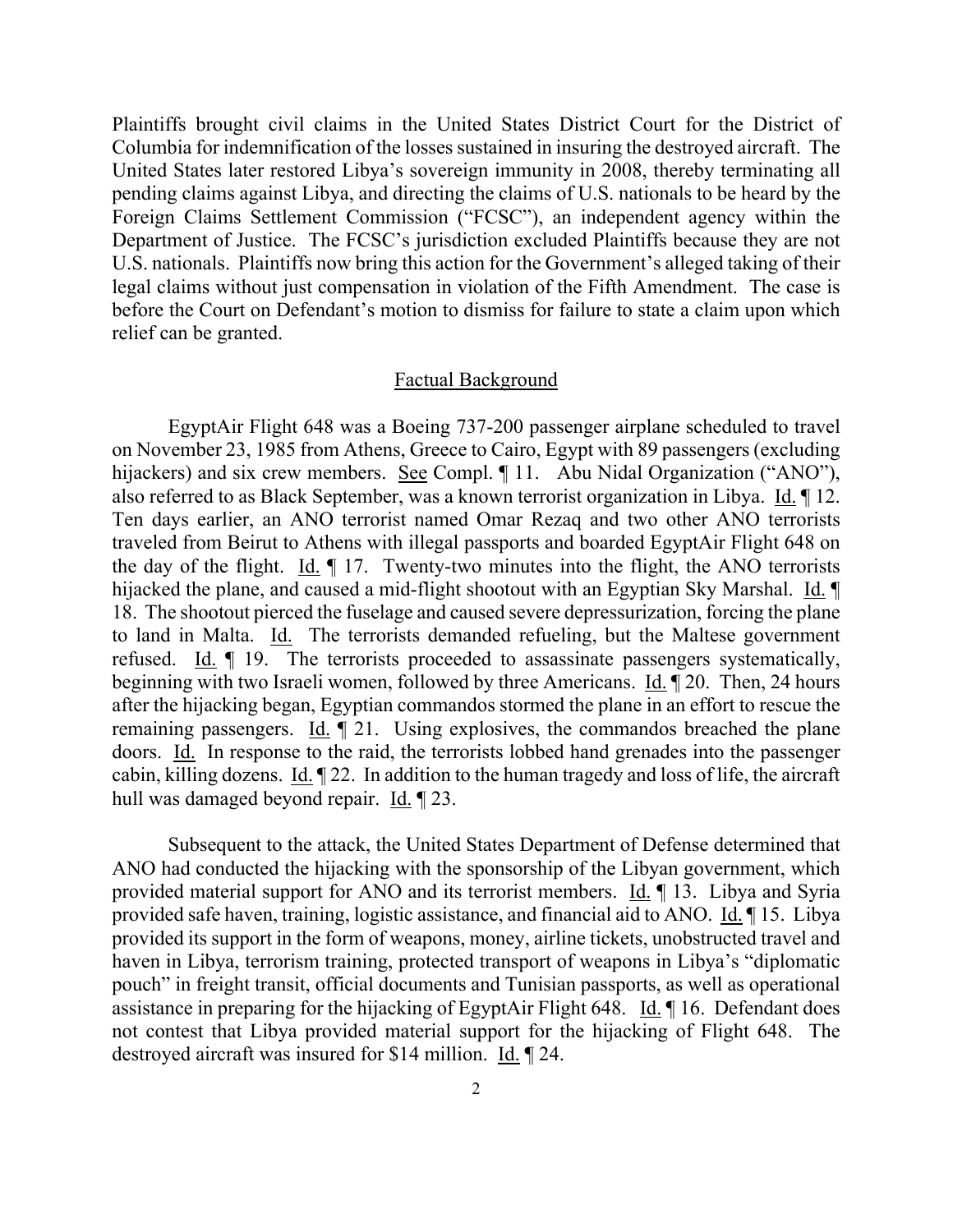Plaintiffs brought civil claims in the United States District Court for the District of Columbia for indemnification of the losses sustained in insuring the destroyed aircraft. The United States later restored Libya's sovereign immunity in 2008, thereby terminating all pending claims against Libya, and directing the claims of U.S. nationals to be heard by the Foreign Claims Settlement Commission ("FCSC"), an independent agency within the Department of Justice. The FCSC's jurisdiction excluded Plaintiffs because they are not U.S. nationals. Plaintiffs now bring this action for the Government's alleged taking of their legal claims without just compensation in violation of the Fifth Amendment. The case is before the Court on Defendant's motion to dismiss for failure to state a claim upon which relief can be granted.

## Factual Background

EgyptAir Flight 648 was a Boeing 737-200 passenger airplane scheduled to travel on November 23, 1985 from Athens, Greece to Cairo, Egypt with 89 passengers (excluding hijackers) and six crew members. See Compl. ¶ 11. Abu Nidal Organization ("ANO"), also referred to as Black September, was a known terrorist organization in Libya. Id. ¶ 12. Ten days earlier, an ANO terrorist named Omar Rezaq and two other ANO terrorists traveled from Beirut to Athens with illegal passports and boarded EgyptAir Flight 648 on the day of the flight. Id. ¶ 17. Twenty-two minutes into the flight, the ANO terrorists hijacked the plane, and caused a mid-flight shootout with an Egyptian Sky Marshal. Id. ¶ 18. The shootout pierced the fuselage and caused severe depressurization, forcing the plane to land in Malta. Id. The terrorists demanded refueling, but the Maltese government refused. Id. ¶ 19. The terrorists proceeded to assassinate passengers systematically, beginning with two Israeli women, followed by three Americans. Id. ¶ 20. Then, 24 hours after the hijacking began, Egyptian commandos stormed the plane in an effort to rescue the remaining passengers. Id. ¶ 21. Using explosives, the commandos breached the plane doors. Id. In response to the raid, the terrorists lobbed hand grenades into the passenger cabin, killing dozens. Id. ¶ 22. In addition to the human tragedy and loss of life, the aircraft hull was damaged beyond repair. Id. ¶ 23.

Subsequent to the attack, the United States Department of Defense determined that ANO had conducted the hijacking with the sponsorship of the Libyan government, which provided material support for ANO and its terrorist members. Id. ¶ 13. Libya and Syria provided safe haven, training, logistic assistance, and financial aid to ANO. Id. ¶ 15. Libya provided its support in the form of weapons, money, airline tickets, unobstructed travel and haven in Libya, terrorism training, protected transport of weapons in Libya's "diplomatic pouch" in freight transit, official documents and Tunisian passports, as well as operational assistance in preparing for the hijacking of EgyptAir Flight 648. Id. ¶ 16. Defendant does not contest that Libya provided material support for the hijacking of Flight 648. The destroyed aircraft was insured for $14 million. Id. ¶ 24.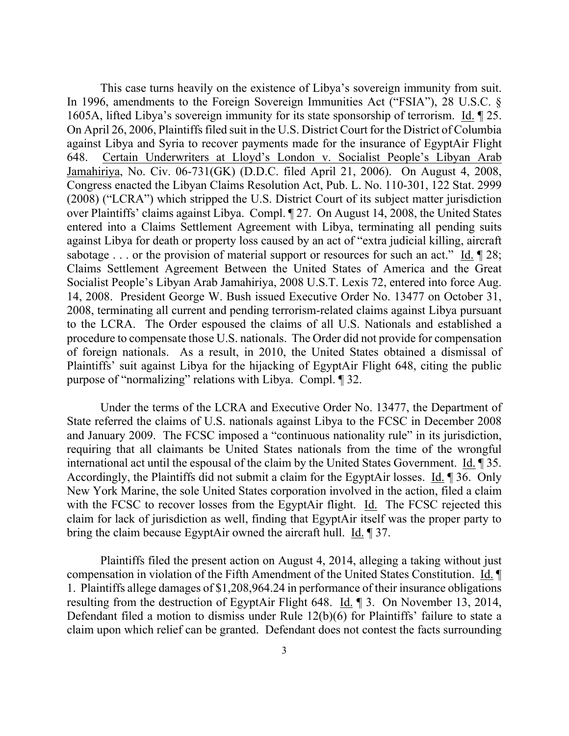This case turns heavily on the existence of Libya's sovereign immunity from suit. In 1996, amendments to the Foreign Sovereign Immunities Act ("FSIA"), 28 U.S.C. § 1605A, lifted Libya's sovereign immunity for its state sponsorship of terrorism. Id. ¶ 25. On April 26, 2006, Plaintiffs filed suit in the U.S. District Court for the District of Columbia against Libya and Syria to recover payments made for the insurance of EgyptAir Flight 648. Certain Underwriters at Lloyd's London v. Socialist People's Libyan Arab Jamahiriya, No. Civ. 06-731(GK) (D.D.C. filed April 21, 2006). On August 4, 2008, Congress enacted the Libyan Claims Resolution Act, Pub. L. No. 110-301, 122 Stat. 2999 (2008) ("LCRA") which stripped the U.S. District Court of its subject matter jurisdiction over Plaintiffs' claims against Libya. Compl. ¶ 27. On August 14, 2008, the United States entered into a Claims Settlement Agreement with Libya, terminating all pending suits against Libya for death or property loss caused by an act of "extra judicial killing, aircraft sabotage . . . or the provision of material support or resources for such an act." Id. ¶ 28; Claims Settlement Agreement Between the United States of America and the Great Socialist People's Libyan Arab Jamahiriya, 2008 U.S.T. Lexis 72, entered into force Aug. 14, 2008. President George W. Bush issued Executive Order No. 13477 on October 31, 2008, terminating all current and pending terrorism-related claims against Libya pursuant to the LCRA. The Order espoused the claims of all U.S. Nationals and established a procedure to compensate those U.S. nationals. The Order did not provide for compensation of foreign nationals. As a result, in 2010, the United States obtained a dismissal of Plaintiffs' suit against Libya for the hijacking of EgyptAir Flight 648, citing the public purpose of "normalizing" relations with Libya. Compl. ¶ 32.

Under the terms of the LCRA and Executive Order No. 13477, the Department of State referred the claims of U.S. nationals against Libya to the FCSC in December 2008 and January 2009. The FCSC imposed a "continuous nationality rule" in its jurisdiction, requiring that all claimants be United States nationals from the time of the wrongful international act until the espousal of the claim by the United States Government. Id. ¶ 35. Accordingly, the Plaintiffs did not submit a claim for the EgyptAir losses. Id. ¶ 36. Only New York Marine, the sole United States corporation involved in the action, filed a claim with the FCSC to recover losses from the EgyptAir flight. Id. The FCSC rejected this claim for lack of jurisdiction as well, finding that EgyptAir itself was the proper party to bring the claim because EgyptAir owned the aircraft hull. Id. ¶ 37.

Plaintiffs filed the present action on August 4, 2014, alleging a taking without just compensation in violation of the Fifth Amendment of the United States Constitution. Id. ¶ 1. Plaintiffs allege damages of $1,208,964.24 in performance of their insurance obligations resulting from the destruction of EgyptAir Flight 648. Id. ¶ 3. On November 13, 2014, Defendant filed a motion to dismiss under Rule 12(b)(6) for Plaintiffs' failure to state a claim upon which relief can be granted. Defendant does not contest the facts surrounding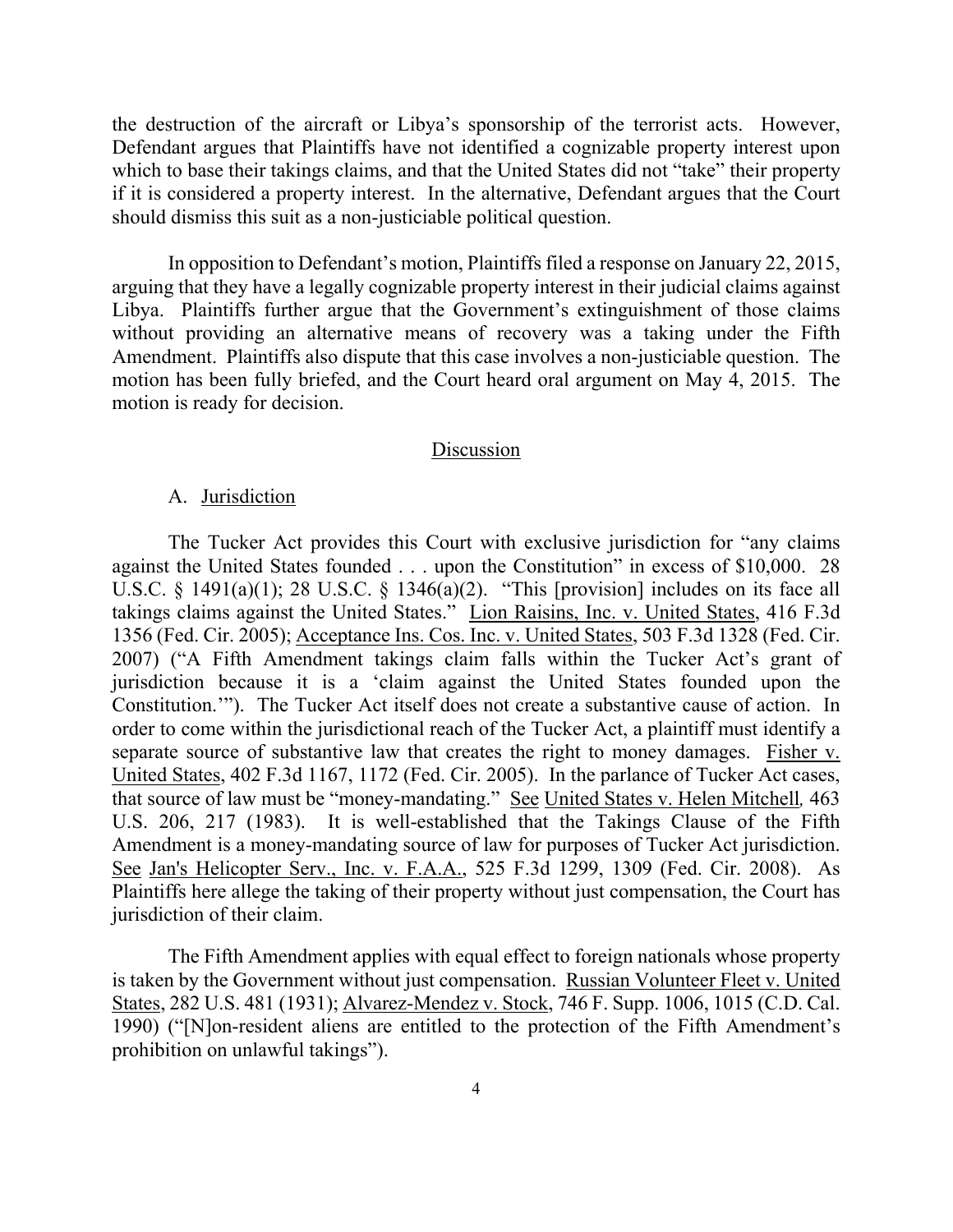the destruction of the aircraft or Libya's sponsorship of the terrorist acts. However, Defendant argues that Plaintiffs have not identified a cognizable property interest upon which to base their takings claims, and that the United States did not "take" their property if it is considered a property interest. In the alternative, Defendant argues that the Court should dismiss this suit as a non-justiciable political question.

In opposition to Defendant's motion, Plaintiffs filed a response on January 22, 2015, arguing that they have a legally cognizable property interest in their judicial claims against Libya. Plaintiffs further argue that the Government's extinguishment of those claims without providing an alternative means of recovery was a taking under the Fifth Amendment. Plaintiffs also dispute that this case involves a non-justiciable question. The motion has been fully briefed, and the Court heard oral argument on May 4, 2015. The motion is ready for decision.

## Discussion

### A. Jurisdiction

The Tucker Act provides this Court with exclusive jurisdiction for "any claims against the United States founded . . . upon the Constitution" in excess of $10,000. 28 U.S.C. § 1491(a)(1); 28 U.S.C. § 1346(a)(2). "This [provision] includes on its face all takings claims against the United States." Lion Raisins, Inc. v. United States, 416 F.3d 1356 (Fed. Cir. 2005); Acceptance Ins. Cos. Inc. v. United States, 503 F.3d 1328 (Fed. Cir. 2007) ("A Fifth Amendment takings claim falls within the Tucker Act's grant of jurisdiction because it is a 'claim against the United States founded upon the Constitution.'"). The Tucker Act itself does not create a substantive cause of action. In order to come within the jurisdictional reach of the Tucker Act, a plaintiff must identify a separate source of substantive law that creates the right to money damages. Fisher v. United States, 402 F.3d 1167, 1172 (Fed. Cir. 2005). In the parlance of Tucker Act cases, that source of law must be "money-mandating." See United States v. Helen Mitchell, 463 U.S. 206, 217 (1983). It is well-established that the Takings Clause of the Fifth Amendment is a money-mandating source of law for purposes of Tucker Act jurisdiction. See Jan's Helicopter Serv., Inc. v. F.A.A., 525 F.3d 1299, 1309 (Fed. Cir. 2008). As Plaintiffs here allege the taking of their property without just compensation, the Court has jurisdiction of their claim.

The Fifth Amendment applies with equal effect to foreign nationals whose property is taken by the Government without just compensation. Russian Volunteer Fleet v. United States, 282 U.S. 481 (1931); Alvarez-Mendez v. Stock, 746 F. Supp. 1006, 1015 (C.D. Cal. 1990) ("[N]on-resident aliens are entitled to the protection of the Fifth Amendment's prohibition on unlawful takings").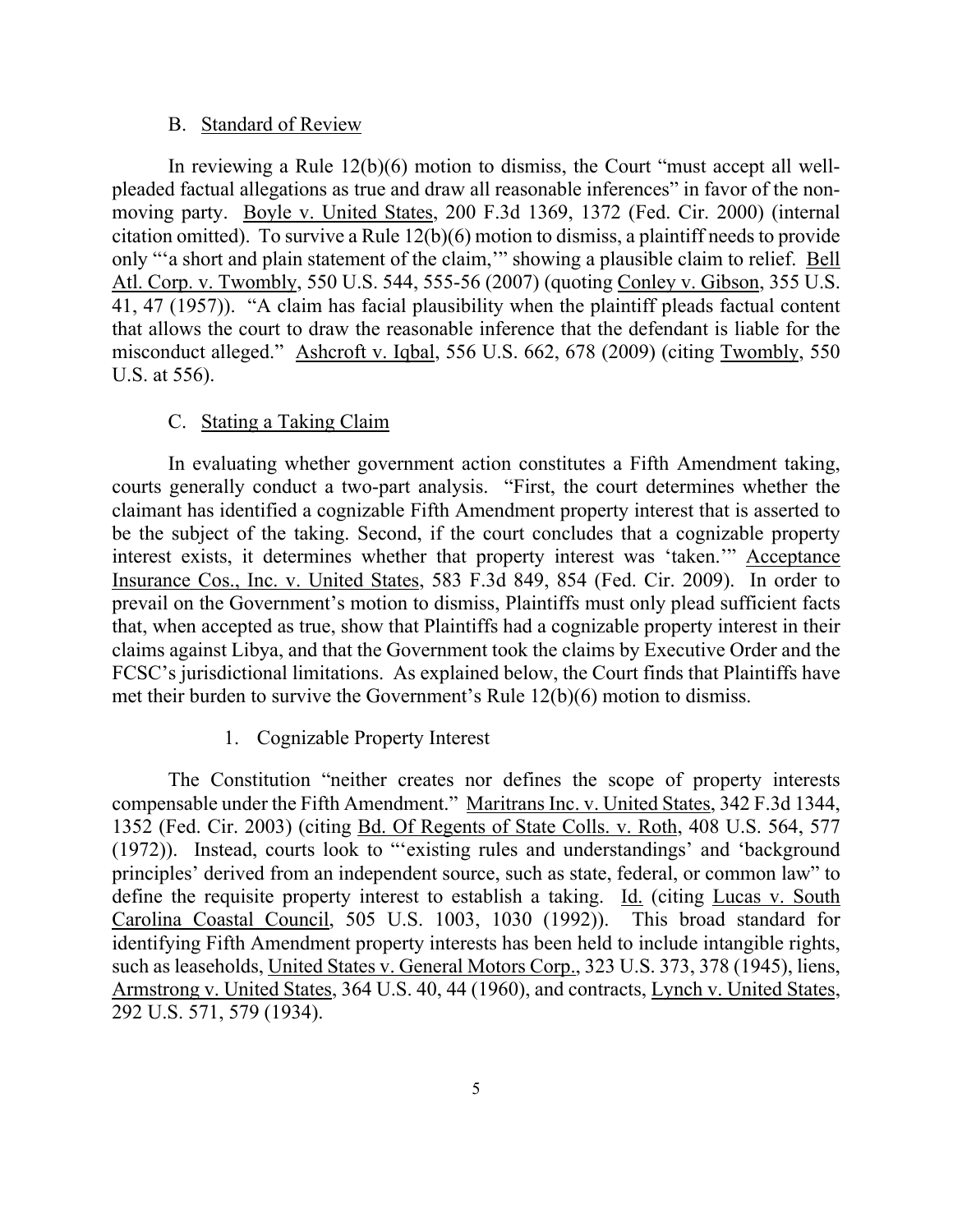### B. Standard of Review

In reviewing a Rule 12(b)(6) motion to dismiss, the Court "must accept all well-pleaded factual allegations as true and draw all reasonable inferences" in favor of the non-moving party. Boyle v. United States, 200 F.3d 1369, 1372 (Fed. Cir. 2000) (internal citation omitted). To survive a Rule 12(b)(6) motion to dismiss, a plaintiff needs to provide only "'a short and plain statement of the claim,'" showing a plausible claim to relief. Bell Atl. Corp. v. Twombly, 550 U.S. 544, 555-56 (2007) (quoting Conley v. Gibson, 355 U.S. 41, 47 (1957)). "A claim has facial plausibility when the plaintiff pleads factual content that allows the court to draw the reasonable inference that the defendant is liable for the misconduct alleged." Ashcroft v. Iqbal, 556 U.S. 662, 678 (2009) (citing Twombly, 550 U.S. at 556).

### C. Stating a Taking Claim

In evaluating whether government action constitutes a Fifth Amendment taking, courts generally conduct a two-part analysis. "First, the court determines whether the claimant has identified a cognizable Fifth Amendment property interest that is asserted to be the subject of the taking. Second, if the court concludes that a cognizable property interest exists, it determines whether that property interest was 'taken.'" Acceptance Insurance Cos., Inc. v. United States, 583 F.3d 849, 854 (Fed. Cir. 2009). In order to prevail on the Government's motion to dismiss, Plaintiffs must only plead sufficient facts that, when accepted as true, show that Plaintiffs had a cognizable property interest in their claims against Libya, and that the Government took the claims by Executive Order and the FCSC's jurisdictional limitations. As explained below, the Court finds that Plaintiffs have met their burden to survive the Government's Rule 12(b)(6) motion to dismiss.

#### 1. Cognizable Property Interest

The Constitution "neither creates nor defines the scope of property interests compensable under the Fifth Amendment." Maritrans Inc. v. United States, 342 F.3d 1344, 1352 (Fed. Cir. 2003) (citing Bd. Of Regents of State Colls. v. Roth, 408 U.S. 564, 577 (1972)). Instead, courts look to "'existing rules and understandings' and 'background principles' derived from an independent source, such as state, federal, or common law" to define the requisite property interest to establish a taking. Id. (citing Lucas v. South Carolina Coastal Council, 505 U.S. 1003, 1030 (1992)). This broad standard for identifying Fifth Amendment property interests has been held to include intangible rights, such as leaseholds, United States v. General Motors Corp., 323 U.S. 373, 378 (1945), liens, Armstrong v. United States, 364 U.S. 40, 44 (1960), and contracts, Lynch v. United States, 292 U.S. 571, 579 (1934).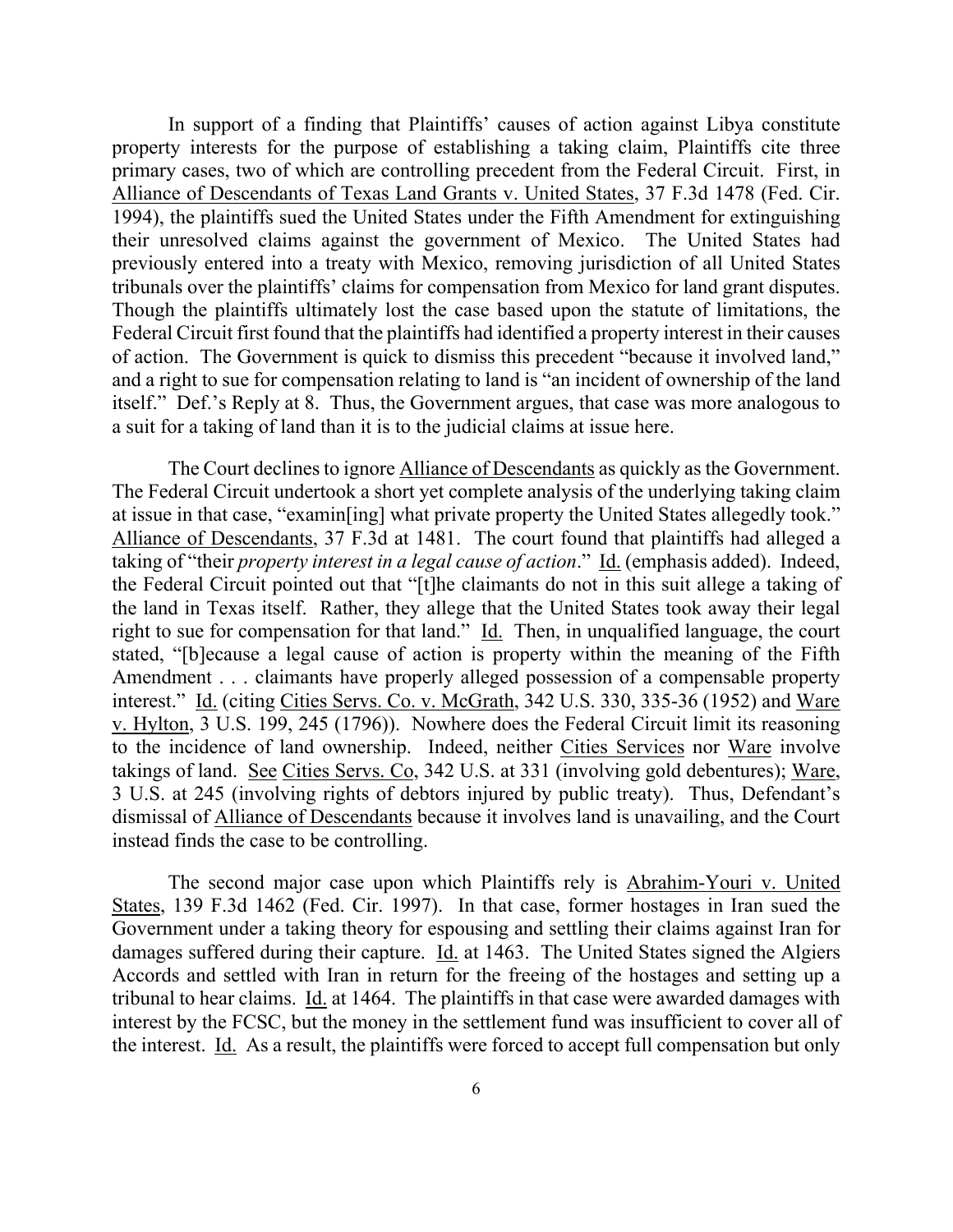In support of a finding that Plaintiffs' causes of action against Libya constitute property interests for the purpose of establishing a taking claim, Plaintiffs cite three primary cases, two of which are controlling precedent from the Federal Circuit. First, in Alliance of Descendants of Texas Land Grants v. United States, 37 F.3d 1478 (Fed. Cir. 1994), the plaintiffs sued the United States under the Fifth Amendment for extinguishing their unresolved claims against the government of Mexico. The United States had previously entered into a treaty with Mexico, removing jurisdiction of all United States tribunals over the plaintiffs' claims for compensation from Mexico for land grant disputes. Though the plaintiffs ultimately lost the case based upon the statute of limitations, the Federal Circuit first found that the plaintiffs had identified a property interest in their causes of action. The Government is quick to dismiss this precedent "because it involved land," and a right to sue for compensation relating to land is "an incident of ownership of the land itself." Def.'s Reply at 8. Thus, the Government argues, that case was more analogous to a suit for a taking of land than it is to the judicial claims at issue here.

The Court declines to ignore Alliance of Descendants as quickly as the Government. The Federal Circuit undertook a short yet complete analysis of the underlying taking claim at issue in that case, "examin[ing] what private property the United States allegedly took." Alliance of Descendants, 37 F.3d at 1481. The court found that plaintiffs had alleged a taking of "their *property interest in a legal cause of action*." Id. (emphasis added). Indeed, the Federal Circuit pointed out that "[t]he claimants do not in this suit allege a taking of the land in Texas itself. Rather, they allege that the United States took away their legal right to sue for compensation for that land." Id. Then, in unqualified language, the court stated, "[b]ecause a legal cause of action is property within the meaning of the Fifth Amendment . . . claimants have properly alleged possession of a compensable property interest." Id. (citing Cities Servs. Co. v. McGrath, 342 U.S. 330, 335-36 (1952) and Ware v. Hylton, 3 U.S. 199, 245 (1796)). Nowhere does the Federal Circuit limit its reasoning to the incidence of land ownership. Indeed, neither Cities Services nor Ware involve takings of land. See Cities Servs. Co, 342 U.S. at 331 (involving gold debentures); Ware, 3 U.S. at 245 (involving rights of debtors injured by public treaty). Thus, Defendant's dismissal of Alliance of Descendants because it involves land is unavailing, and the Court instead finds the case to be controlling.

The second major case upon which Plaintiffs rely is Abrahim-Youri v. United States, 139 F.3d 1462 (Fed. Cir. 1997). In that case, former hostages in Iran sued the Government under a taking theory for espousing and settling their claims against Iran for damages suffered during their capture. Id. at 1463. The United States signed the Algiers Accords and settled with Iran in return for the freeing of the hostages and setting up a tribunal to hear claims. Id. at 1464. The plaintiffs in that case were awarded damages with interest by the FCSC, but the money in the settlement fund was insufficient to cover all of the interest. Id. As a result, the plaintiffs were forced to accept full compensation but only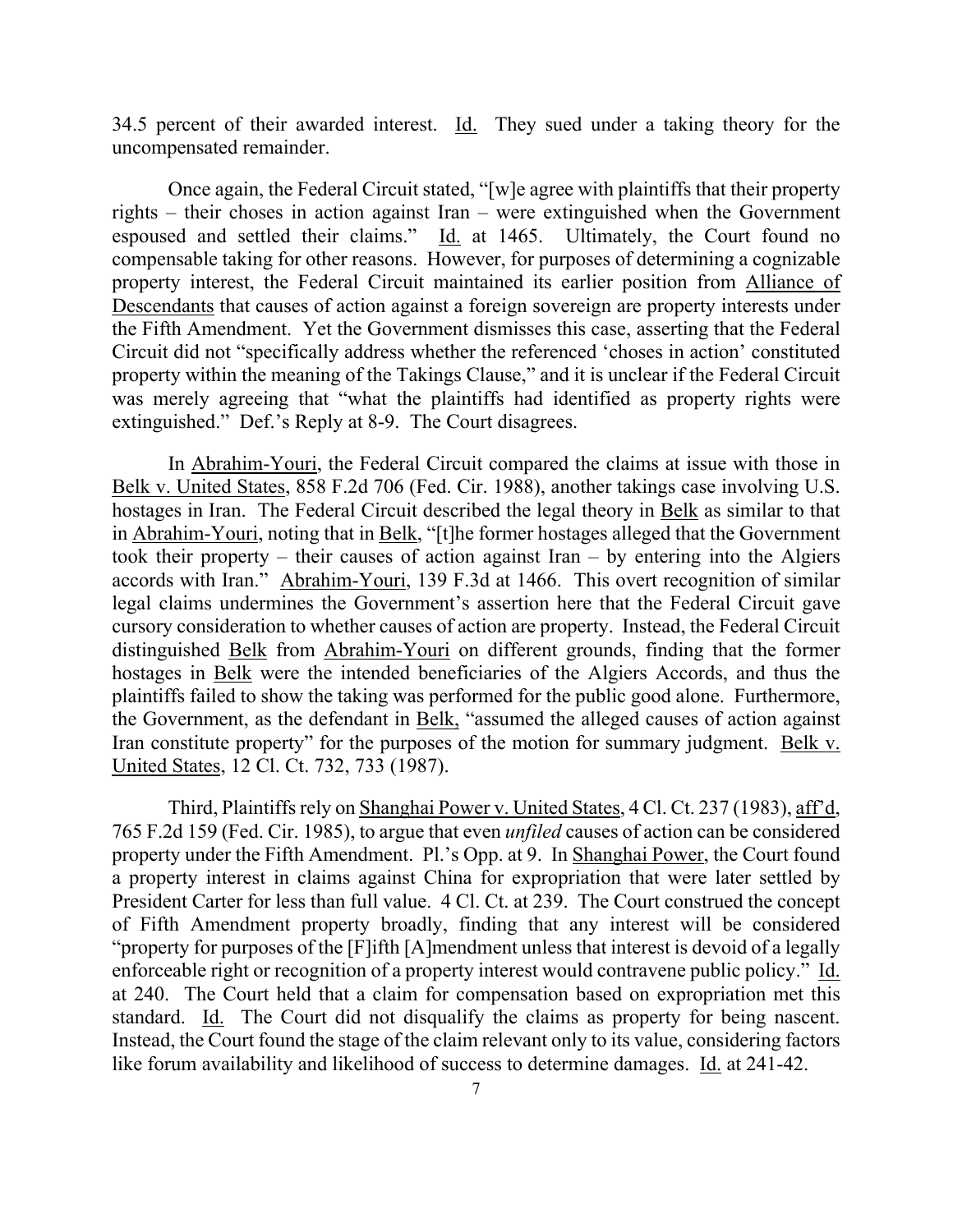34.5 percent of their awarded interest. Id. They sued under a taking theory for the uncompensated remainder.

Once again, the Federal Circuit stated, "[w]e agree with plaintiffs that their property rights – their choses in action against Iran – were extinguished when the Government espoused and settled their claims." Id. at 1465. Ultimately, the Court found no compensable taking for other reasons. However, for purposes of determining a cognizable property interest, the Federal Circuit maintained its earlier position from Alliance of Descendants that causes of action against a foreign sovereign are property interests under the Fifth Amendment. Yet the Government dismisses this case, asserting that the Federal Circuit did not "specifically address whether the referenced 'choses in action' constituted property within the meaning of the Takings Clause," and it is unclear if the Federal Circuit was merely agreeing that "what the plaintiffs had identified as property rights were extinguished." Def.'s Reply at 8-9. The Court disagrees.

In Abrahim-Youri, the Federal Circuit compared the claims at issue with those in Belk v. United States, 858 F.2d 706 (Fed. Cir. 1988), another takings case involving U.S. hostages in Iran. The Federal Circuit described the legal theory in Belk as similar to that in Abrahim-Youri, noting that in Belk, "[t]he former hostages alleged that the Government took their property – their causes of action against Iran – by entering into the Algiers accords with Iran." Abrahim-Youri, 139 F.3d at 1466. This overt recognition of similar legal claims undermines the Government's assertion here that the Federal Circuit gave cursory consideration to whether causes of action are property. Instead, the Federal Circuit distinguished Belk from Abrahim-Youri on different grounds, finding that the former hostages in Belk were the intended beneficiaries of the Algiers Accords, and thus the plaintiffs failed to show the taking was performed for the public good alone. Furthermore, the Government, as the defendant in Belk, "assumed the alleged causes of action against Iran constitute property" for the purposes of the motion for summary judgment. Belk v. United States, 12 Cl. Ct. 732, 733 (1987).

Third, Plaintiffs rely on Shanghai Power v. United States, 4 Cl. Ct. 237 (1983), aff'd, 765 F.2d 159 (Fed. Cir. 1985), to argue that even *unfiled* causes of action can be considered property under the Fifth Amendment. Pl.'s Opp. at 9. In Shanghai Power, the Court found a property interest in claims against China for expropriation that were later settled by President Carter for less than full value. 4 Cl. Ct. at 239. The Court construed the concept of Fifth Amendment property broadly, finding that any interest will be considered "property for purposes of the [F]ifth [A]mendment unless that interest is devoid of a legally enforceable right or recognition of a property interest would contravene public policy." Id. at 240. The Court held that a claim for compensation based on expropriation met this standard. Id. The Court did not disqualify the claims as property for being nascent. Instead, the Court found the stage of the claim relevant only to its value, considering factors like forum availability and likelihood of success to determine damages. Id. at 241-42.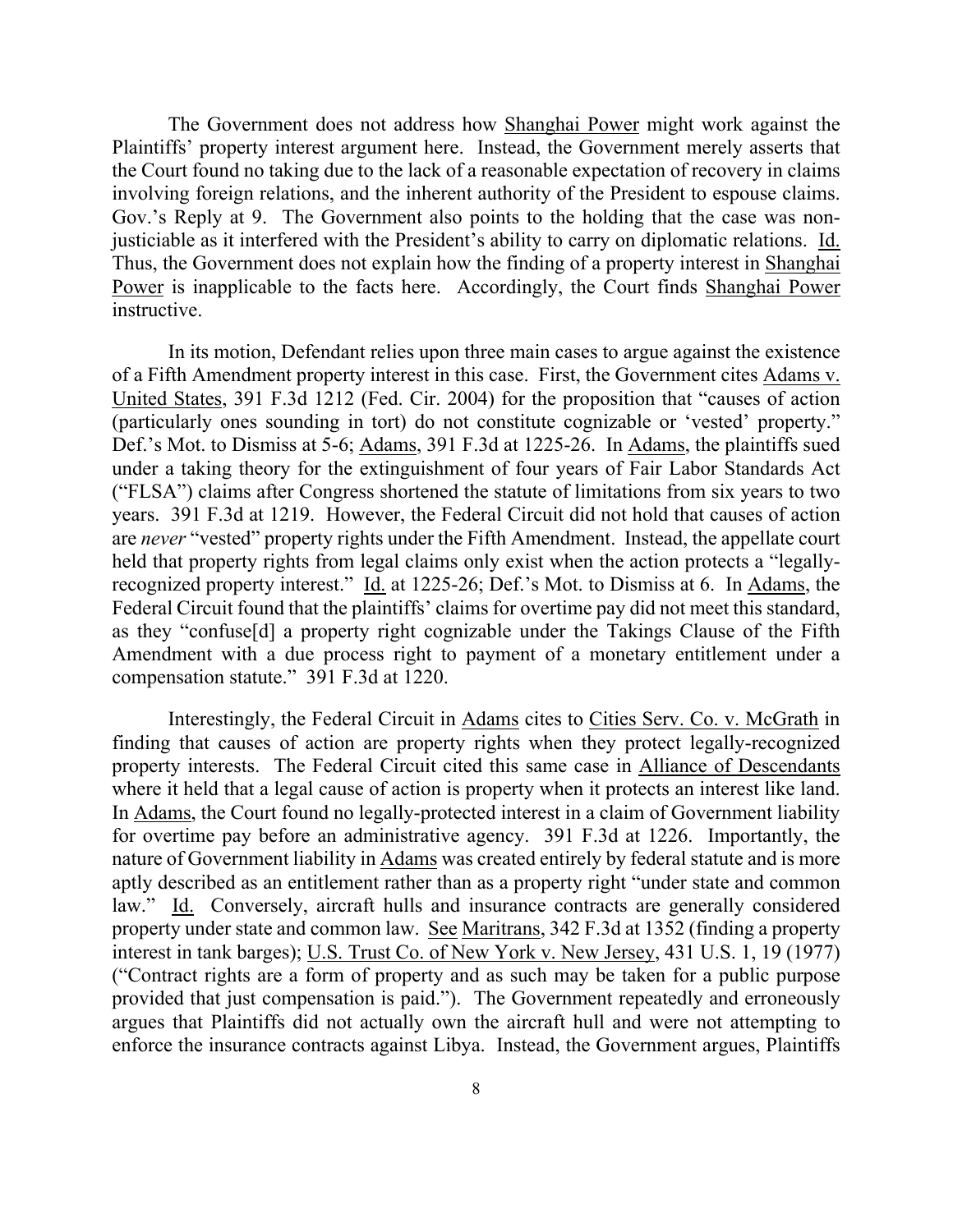The Government does not address how Shanghai Power might work against the Plaintiffs' property interest argument here. Instead, the Government merely asserts that the Court found no taking due to the lack of a reasonable expectation of recovery in claims involving foreign relations, and the inherent authority of the President to espouse claims. Gov.'s Reply at 9. The Government also points to the holding that the case was non-justiciable as it interfered with the President's ability to carry on diplomatic relations. Id. Thus, the Government does not explain how the finding of a property interest in Shanghai Power is inapplicable to the facts here. Accordingly, the Court finds Shanghai Power instructive.

In its motion, Defendant relies upon three main cases to argue against the existence of a Fifth Amendment property interest in this case. First, the Government cites Adams v. United States, 391 F.3d 1212 (Fed. Cir. 2004) for the proposition that "causes of action (particularly ones sounding in tort) do not constitute cognizable or 'vested' property." Def.'s Mot. to Dismiss at 5-6; Adams, 391 F.3d at 1225-26. In Adams, the plaintiffs sued under a taking theory for the extinguishment of four years of Fair Labor Standards Act ("FLSA") claims after Congress shortened the statute of limitations from six years to two years. 391 F.3d at 1219. However, the Federal Circuit did not hold that causes of action are *never* "vested" property rights under the Fifth Amendment. Instead, the appellate court held that property rights from legal claims only exist when the action protects a "legally-recognized property interest." Id. at 1225-26; Def.'s Mot. to Dismiss at 6. In Adams, the Federal Circuit found that the plaintiffs' claims for overtime pay did not meet this standard, as they "confuse[d] a property right cognizable under the Takings Clause of the Fifth Amendment with a due process right to payment of a monetary entitlement under a compensation statute." 391 F.3d at 1220.

Interestingly, the Federal Circuit in Adams cites to Cities Serv. Co. v. McGrath in finding that causes of action are property rights when they protect legally-recognized property interests. The Federal Circuit cited this same case in Alliance of Descendants where it held that a legal cause of action is property when it protects an interest like land. In Adams, the Court found no legally-protected interest in a claim of Government liability for overtime pay before an administrative agency. 391 F.3d at 1226. Importantly, the nature of Government liability in Adams was created entirely by federal statute and is more aptly described as an entitlement rather than as a property right "under state and common law." Id. Conversely, aircraft hulls and insurance contracts are generally considered property under state and common law. See Maritrans, 342 F.3d at 1352 (finding a property interest in tank barges); U.S. Trust Co. of New York v. New Jersey, 431 U.S. 1, 19 (1977) ("Contract rights are a form of property and as such may be taken for a public purpose provided that just compensation is paid."). The Government repeatedly and erroneously argues that Plaintiffs did not actually own the aircraft hull and were not attempting to enforce the insurance contracts against Libya. Instead, the Government argues, Plaintiffs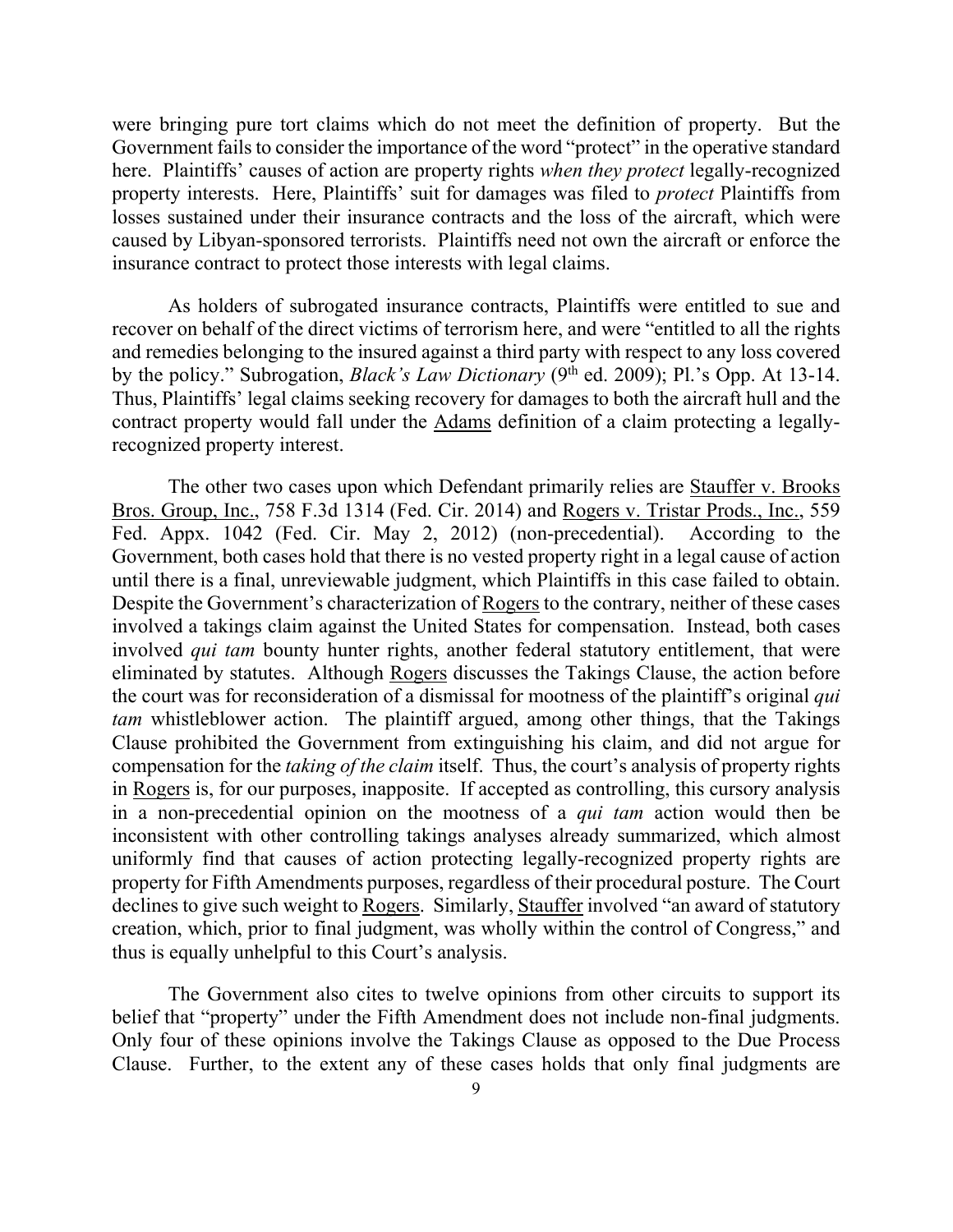were bringing pure tort claims which do not meet the definition of property. But the Government fails to consider the importance of the word "protect" in the operative standard here. Plaintiffs' causes of action are property rights *when they protect* legally-recognized property interests. Here, Plaintiffs' suit for damages was filed to *protect* Plaintiffs from losses sustained under their insurance contracts and the loss of the aircraft, which were caused by Libyan-sponsored terrorists. Plaintiffs need not own the aircraft or enforce the insurance contract to protect those interests with legal claims.

As holders of subrogated insurance contracts, Plaintiffs were entitled to sue and recover on behalf of the direct victims of terrorism here, and were "entitled to all the rights and remedies belonging to the insured against a third party with respect to any loss covered by the policy." Subrogation, *Black's Law Dictionary* (9th ed. 2009); Pl.'s Opp. At 13-14. Thus, Plaintiffs' legal claims seeking recovery for damages to both the aircraft hull and the contract property would fall under the Adams definition of a claim protecting a legally-recognized property interest.

The other two cases upon which Defendant primarily relies are Stauffer v. Brooks Bros. Group, Inc., 758 F.3d 1314 (Fed. Cir. 2014) and Rogers v. Tristar Prods., Inc., 559 Fed. Appx. 1042 (Fed. Cir. May 2, 2012) (non-precedential). According to the Government, both cases hold that there is no vested property right in a legal cause of action until there is a final, unreviewable judgment, which Plaintiffs in this case failed to obtain. Despite the Government's characterization of Rogers to the contrary, neither of these cases involved a takings claim against the United States for compensation. Instead, both cases involved *qui tam* bounty hunter rights, another federal statutory entitlement, that were eliminated by statutes. Although Rogers discusses the Takings Clause, the action before the court was for reconsideration of a dismissal for mootness of the plaintiff's original *qui tam* whistleblower action. The plaintiff argued, among other things, that the Takings Clause prohibited the Government from extinguishing his claim, and did not argue for compensation for the *taking of the claim* itself. Thus, the court's analysis of property rights in Rogers is, for our purposes, inapposite. If accepted as controlling, this cursory analysis in a non-precedential opinion on the mootness of a *qui tam* action would then be inconsistent with other controlling takings analyses already summarized, which almost uniformly find that causes of action protecting legally-recognized property rights are property for Fifth Amendments purposes, regardless of their procedural posture. The Court declines to give such weight to Rogers. Similarly, Stauffer involved "an award of statutory creation, which, prior to final judgment, was wholly within the control of Congress," and thus is equally unhelpful to this Court's analysis.

The Government also cites to twelve opinions from other circuits to support its belief that "property" under the Fifth Amendment does not include non-final judgments. Only four of these opinions involve the Takings Clause as opposed to the Due Process Clause. Further, to the extent any of these cases holds that only final judgments are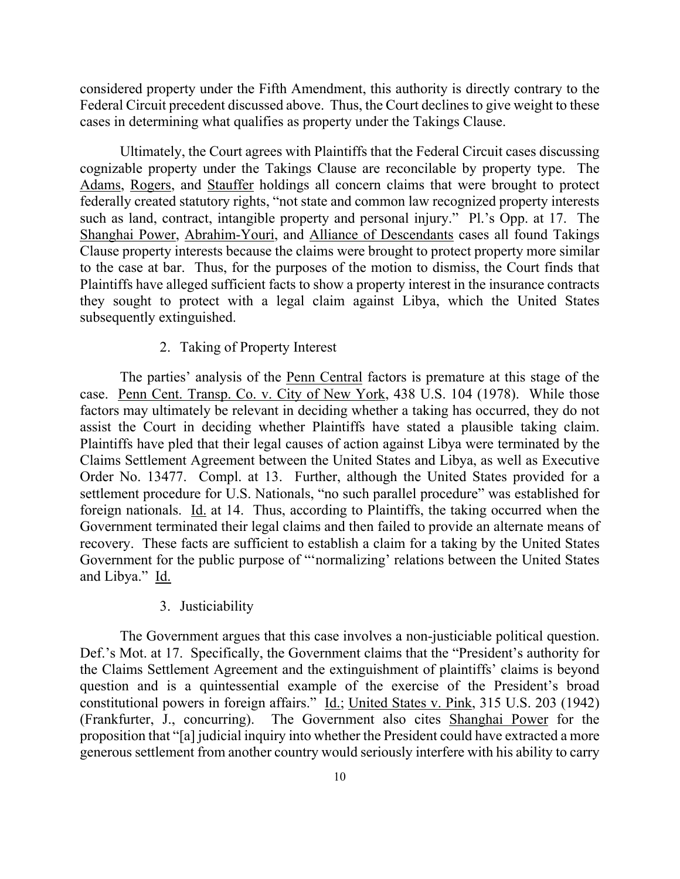considered property under the Fifth Amendment, this authority is directly contrary to the Federal Circuit precedent discussed above. Thus, the Court declines to give weight to these cases in determining what qualifies as property under the Takings Clause.

Ultimately, the Court agrees with Plaintiffs that the Federal Circuit cases discussing cognizable property under the Takings Clause are reconcilable by property type. The Adams, Rogers, and Stauffer holdings all concern claims that were brought to protect federally created statutory rights, "not state and common law recognized property interests such as land, contract, intangible property and personal injury." Pl.'s Opp. at 17. The Shanghai Power, Abrahim-Youri, and Alliance of Descendants cases all found Takings Clause property interests because the claims were brought to protect property more similar to the case at bar. Thus, for the purposes of the motion to dismiss, the Court finds that Plaintiffs have alleged sufficient facts to show a property interest in the insurance contracts they sought to protect with a legal claim against Libya, which the United States subsequently extinguished.

2. Taking of Property Interest

The parties' analysis of the Penn Central factors is premature at this stage of the case. Penn Cent. Transp. Co. v. City of New York, 438 U.S. 104 (1978). While those factors may ultimately be relevant in deciding whether a taking has occurred, they do not assist the Court in deciding whether Plaintiffs have stated a plausible taking claim. Plaintiffs have pled that their legal causes of action against Libya were terminated by the Claims Settlement Agreement between the United States and Libya, as well as Executive Order No. 13477. Compl. at 13. Further, although the United States provided for a settlement procedure for U.S. Nationals, "no such parallel procedure" was established for foreign nationals. Id. at 14. Thus, according to Plaintiffs, the taking occurred when the Government terminated their legal claims and then failed to provide an alternate means of recovery. These facts are sufficient to establish a claim for a taking by the United States Government for the public purpose of "'normalizing' relations between the United States and Libya." Id.

3. Justiciability

The Government argues that this case involves a non-justiciable political question. Def.'s Mot. at 17. Specifically, the Government claims that the "President's authority for the Claims Settlement Agreement and the extinguishment of plaintiffs' claims is beyond question and is a quintessential example of the exercise of the President's broad constitutional powers in foreign affairs." Id.; United States v. Pink, 315 U.S. 203 (1942) (Frankfurter, J., concurring). The Government also cites Shanghai Power for the proposition that "[a] judicial inquiry into whether the President could have extracted a more generous settlement from another country would seriously interfere with his ability to carry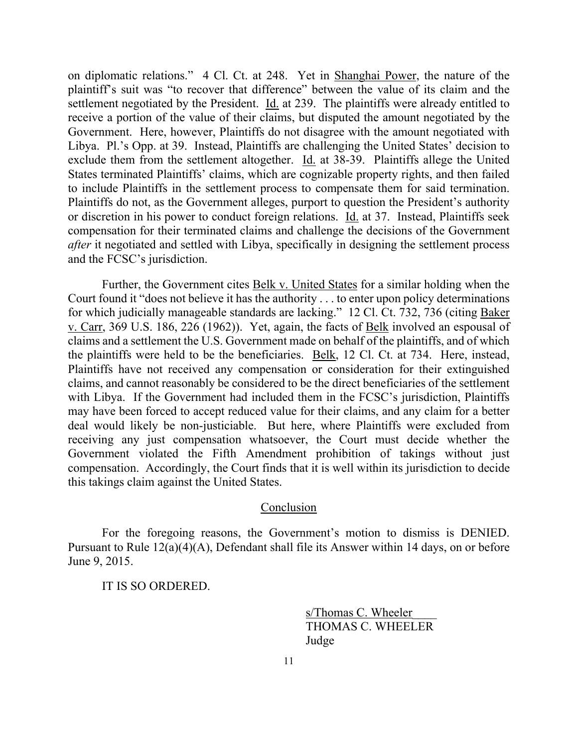on diplomatic relations." 4 Cl. Ct. at 248. Yet in Shanghai Power, the nature of the plaintiff's suit was "to recover that difference" between the value of its claim and the settlement negotiated by the President. Id. at 239. The plaintiffs were already entitled to receive a portion of the value of their claims, but disputed the amount negotiated by the Government. Here, however, Plaintiffs do not disagree with the amount negotiated with Libya. Pl.'s Opp. at 39. Instead, Plaintiffs are challenging the United States' decision to exclude them from the settlement altogether. Id. at 38-39. Plaintiffs allege the United States terminated Plaintiffs' claims, which are cognizable property rights, and then failed to include Plaintiffs in the settlement process to compensate them for said termination. Plaintiffs do not, as the Government alleges, purport to question the President's authority or discretion in his power to conduct foreign relations. Id. at 37. Instead, Plaintiffs seek compensation for their terminated claims and challenge the decisions of the Government *after* it negotiated and settled with Libya, specifically in designing the settlement process and the FCSC's jurisdiction.

Further, the Government cites Belk v. United States for a similar holding when the Court found it "does not believe it has the authority . . . to enter upon policy determinations for which judicially manageable standards are lacking." 12 Cl. Ct. 732, 736 (citing Baker v. Carr, 369 U.S. 186, 226 (1962)). Yet, again, the facts of Belk involved an espousal of claims and a settlement the U.S. Government made on behalf of the plaintiffs, and of which the plaintiffs were held to be the beneficiaries. Belk, 12 Cl. Ct. at 734. Here, instead, Plaintiffs have not received any compensation or consideration for their extinguished claims, and cannot reasonably be considered to be the direct beneficiaries of the settlement with Libya. If the Government had included them in the FCSC's jurisdiction, Plaintiffs may have been forced to accept reduced value for their claims, and any claim for a better deal would likely be non-justiciable. But here, where Plaintiffs were excluded from receiving any just compensation whatsoever, the Court must decide whether the Government violated the Fifth Amendment prohibition of takings without just compensation. Accordingly, the Court finds that it is well within its jurisdiction to decide this takings claim against the United States.

## Conclusion

For the foregoing reasons, the Government's motion to dismiss is DENIED. Pursuant to Rule 12(a)(4)(A), Defendant shall file its Answer within 14 days, on or before June 9, 2015.

IT IS SO ORDERED.

s/Thomas C. Wheeler
THOMAS C. WHEELER
Judge